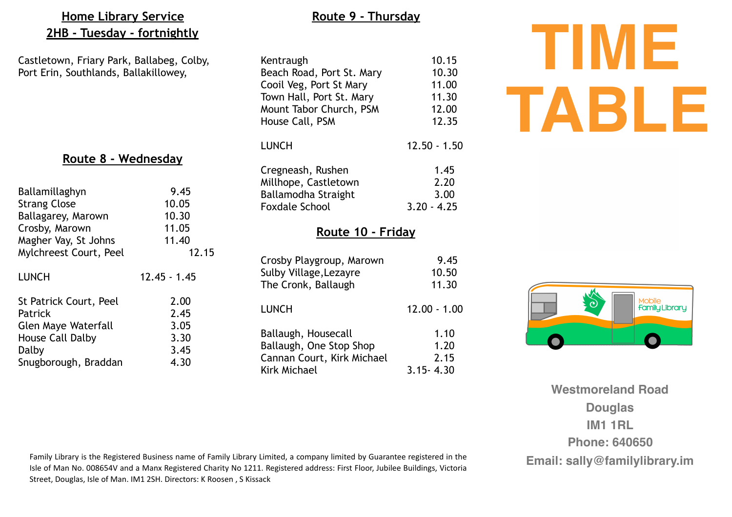## Home Library Service

## 2HB - Tuesday - fortnightly

Castletown, Friary Park, Ballabeg, Colby, Port Erin, Southlands, Ballakillowey,

## Route 8 - Wednesday

| | |
|---|---|
| Ballamillaghyn | 9.45 |
| Strang Close | 10.05 |
| Ballagarey, Marown | 10.30 |
| Crosby, Marown | 11.05 |
| Magher Vay, St Johns | 11.40 |
| Mylchreest Court, Peel | 12.15 |
| LUNCH | 12.45 - 1.45 |
| St Patrick Court, Peel | 2.00 |
| Patrick | 2.45 |
| Glen Maye Waterfall | 3.05 |
| House Call Dalby | 3.30 |
| Dalby | 3.45 |
| Snugborough, Braddan | 4.30 |

## Route 9 - Thursday

| | |
|---|---|
| Kentraugh | 10.15 |
| Beach Road, Port St. Mary | 10.30 |
| Cooil Veg, Port St Mary | 11.00 |
| Town Hall, Port St. Mary | 11.30 |
| Mount Tabor Church, PSM | 12.00 |
| House Call, PSM | 12.35 |
| LUNCH | 12.50 - 1.50 |
| Cregneash, Rushen | 1.45 |
| Millhope, Castletown | 2.20 |
| Ballamodha Straight | 3.00 |
| Foxdale School | 3.20 - 4.25 |

## Route 10 - Friday

| | |
|---|---|
| Crosby Playgroup, Marown | 9.45 |
| Sulby Village,Lezayre | 10.50 |
| The Cronk, Ballaugh | 11.30 |
| LUNCH | 12.00 - 1.00 |
| Ballaugh, Housecall | 1.10 |
| Ballaugh, One Stop Shop | 1.20 |
| Cannan Court, Kirk Michael | 2.15 |
| Kirk Michael | 3.15- 4.30 |

# TIME TABLE

Mobile Family Library

**Westmoreland Road**
**Douglas**
**IM1 1RL**
**Phone: 640650**
**Email: sally@familylibrary.im**

Family Library is the Registered Business name of Family Library Limited, a company limited by Guarantee registered in the Isle of Man No. 008654V and a Manx Registered Charity No 1211. Registered address: First Floor, Jubilee Buildings, Victoria Street, Douglas, Isle of Man. IM1 2SH. Directors: K Roosen , S Kissack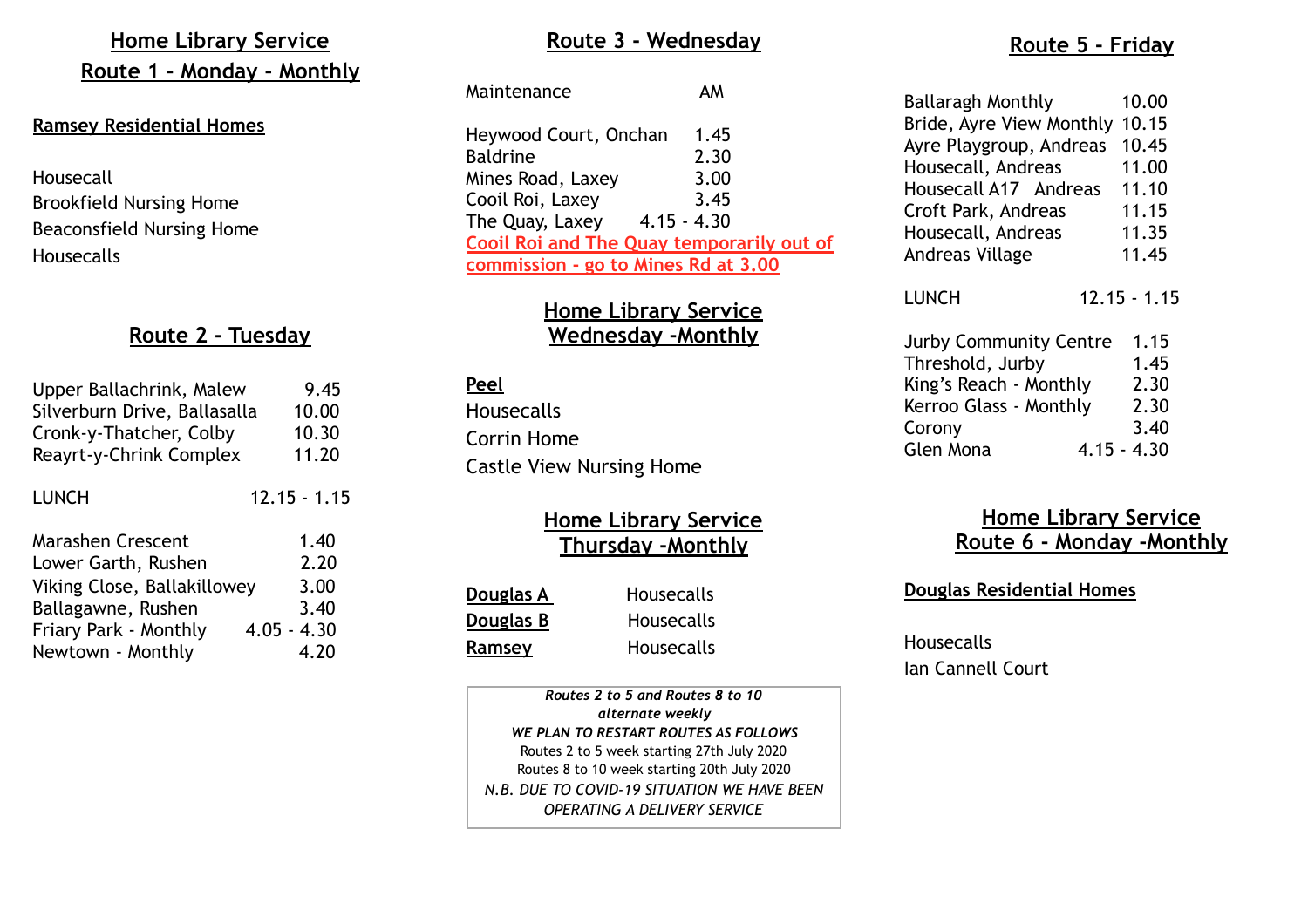## Home Library Service

## Route 1 - Monday - Monthly

**Ramsey Residential Homes**

Housecall
Brookfield Nursing Home
Beaconsfield Nursing Home
Housecalls

## Route 2 - Tuesday

| | |
|---|---|
| Upper Ballachrink, Malew | 9.45 |
| Silverburn Drive, Ballasalla | 10.00 |
| Cronk-y-Thatcher, Colby | 10.30 |
| Reayrt-y-Chrink Complex | 11.20 |
| LUNCH | 12.15 - 1.15 |
| Marashen Crescent | 1.40 |
| Lower Garth, Rushen | 2.20 |
| Viking Close, Ballakillowey | 3.00 |
| Ballagawne, Rushen | 3.40 |
| Friary Park - Monthly | 4.05 - 4.30 |
| Newtown - Monthly | 4.20 |

## Route 3 - Wednesday

| | |
|---|---|
| Maintenance | AM |
| Heywood Court, Onchan | 1.45 |
| Baldrine | 2.30 |
| Mines Road, Laxey | 3.00 |
| Cooil Roi, Laxey | 3.45 |
| The Quay, Laxey | 4.15 - 4.30 |

**Cooil Roi and The Quay temporarily out of commission - go to Mines Rd at 3.00**

## Home Library Service
## Wednesday -Monthly

**Peel**

Housecalls
Corrin Home
Castle View Nursing Home

## Home Library Service
## Thursday -Monthly

| | |
|---|---|
| **Douglas A** | Housecalls |
| **Douglas B** | Housecalls |
| **Ramsey** | Housecalls |

*Routes 2 to 5 and Routes 8 to 10 alternate weekly*
*WE PLAN TO RESTART ROUTES AS FOLLOWS*
Routes 2 to 5 week starting 27th July 2020
Routes 8 to 10 week starting 20th July 2020
*N.B. DUE TO COVID-19 SITUATION WE HAVE BEEN OPERATING A DELIVERY SERVICE*

## Route 5 - Friday

| | |
|---|---|
| Ballaragh Monthly | 10.00 |
| Bride, Ayre View Monthly | 10.15 |
| Ayre Playgroup, Andreas | 10.45 |
| Housecall, Andreas | 11.00 |
| Housecall A17 Andreas | 11.10 |
| Croft Park, Andreas | 11.15 |
| Housecall, Andreas | 11.35 |
| Andreas Village | 11.45 |
| LUNCH | 12.15 - 1.15 |
| Jurby Community Centre | 1.15 |
| Threshold, Jurby | 1.45 |
| King's Reach - Monthly | 2.30 |
| Kerroo Glass - Monthly | 2.30 |
| Corony | 3.40 |
| Glen Mona | 4.15 - 4.30 |

## Home Library Service
## Route 6 - Monday -Monthly

**Douglas Residential Homes**

Housecalls
Ian Cannell Court